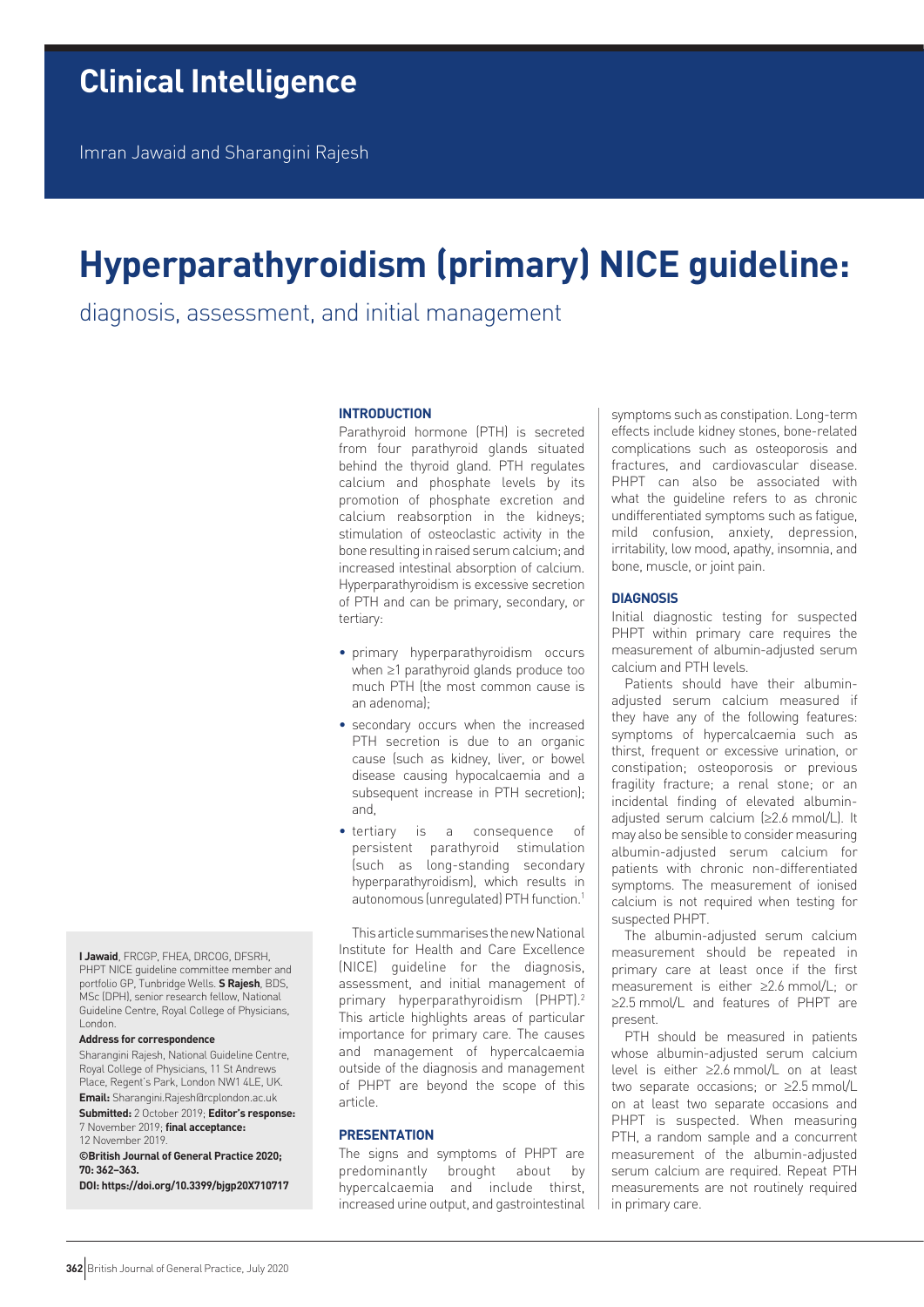# Clinical Intelligence

Imran Jawaid and Sharangini Rajesh

# Hyperparathyroidism (primary) NICE guideline:

## diagnosis, assessment, and initial management

### INTRODUCTION

Parathyroid hormone (PTH) is secreted from four parathyroid glands situated behind the thyroid gland. PTH regulates calcium and phosphate levels by its promotion of phosphate excretion and calcium reabsorption in the kidneys; stimulation of osteoclastic activity in the bone resulting in raised serum calcium; and increased intestinal absorption of calcium. Hyperparathyroidism is excessive secretion of PTH and can be primary, secondary, or tertiary:

- primary hyperparathyroidism occurs when ≥1 parathyroid glands produce too much PTH (the most common cause is an adenoma);
- secondary occurs when the increased PTH secretion is due to an organic cause (such as kidney, liver, or bowel disease causing hypocalcaemia and a subsequent increase in PTH secretion); and,
- tertiary is a consequence of persistent parathyroid stimulation (such as long-standing secondary hyperparathyroidism), which results in autonomous (unregulated) PTH function.[1]

This article summarises the new National Institute for Health and Care Excellence (NICE) guideline for the diagnosis, assessment, and initial management of primary hyperparathyroidism (PHPT).[2] This article highlights areas of particular importance for primary care. The causes and management of hypercalcaemia outside of the diagnosis and management of PHPT are beyond the scope of this article.

### PRESENTATION

The signs and symptoms of PHPT are predominantly brought about by hypercalcaemia and include thirst, increased urine output, and gastrointestinal symptoms such as constipation. Long-term effects include kidney stones, bone-related complications such as osteoporosis and fractures, and cardiovascular disease. PHPT can also be associated with what the guideline refers to as chronic undifferentiated symptoms such as fatigue, mild confusion, anxiety, depression, irritability, low mood, apathy, insomnia, and bone, muscle, or joint pain.

### DIAGNOSIS

Initial diagnostic testing for suspected PHPT within primary care requires the measurement of albumin-adjusted serum calcium and PTH levels.

Patients should have their albumin-adjusted serum calcium measured if they have any of the following features: symptoms of hypercalcaemia such as thirst, frequent or excessive urination, or constipation; osteoporosis or previous fragility fracture; a renal stone; or an incidental finding of elevated albumin-adjusted serum calcium (≥2.6 mmol/L). It may also be sensible to consider measuring albumin-adjusted serum calcium for patients with chronic non-differentiated symptoms. The measurement of ionised calcium is not required when testing for suspected PHPT.

The albumin-adjusted serum calcium measurement should be repeated in primary care at least once if the first measurement is either ≥2.6 mmol/L; or ≥2.5 mmol/L and features of PHPT are present.

PTH should be measured in patients whose albumin-adjusted serum calcium level is either ≥2.6 mmol/L on at least two separate occasions; or ≥2.5 mmol/L on at least two separate occasions and PHPT is suspected. When measuring PTH, a random sample and a concurrent measurement of the albumin-adjusted serum calcium are required. Repeat PTH measurements are not routinely required in primary care.

**I Jawaid**, FRCGP, FHEA, DRCOG, DFSRH, PHPT NICE guideline committee member and portfolio GP, Tunbridge Wells. **S Rajesh**, BDS, MSc (DPH), senior research fellow, National Guideline Centre, Royal College of Physicians, London.

**Address for correspondence**

Sharangini Rajesh, National Guideline Centre, Royal College of Physicians, 11 St Andrews Place, Regent's Park, London NW1 4LE, UK.

**Email:** Sharangini.Rajesh@rcplondon.ac.uk

**Submitted:** 2 October 2019; **Editor's response:** 7 November 2019; **final acceptance:** 12 November 2019.

**©British Journal of General Practice 2020; 70: 362–363.**

**DOI: https://doi.org/10.3399/bjgp20X710717**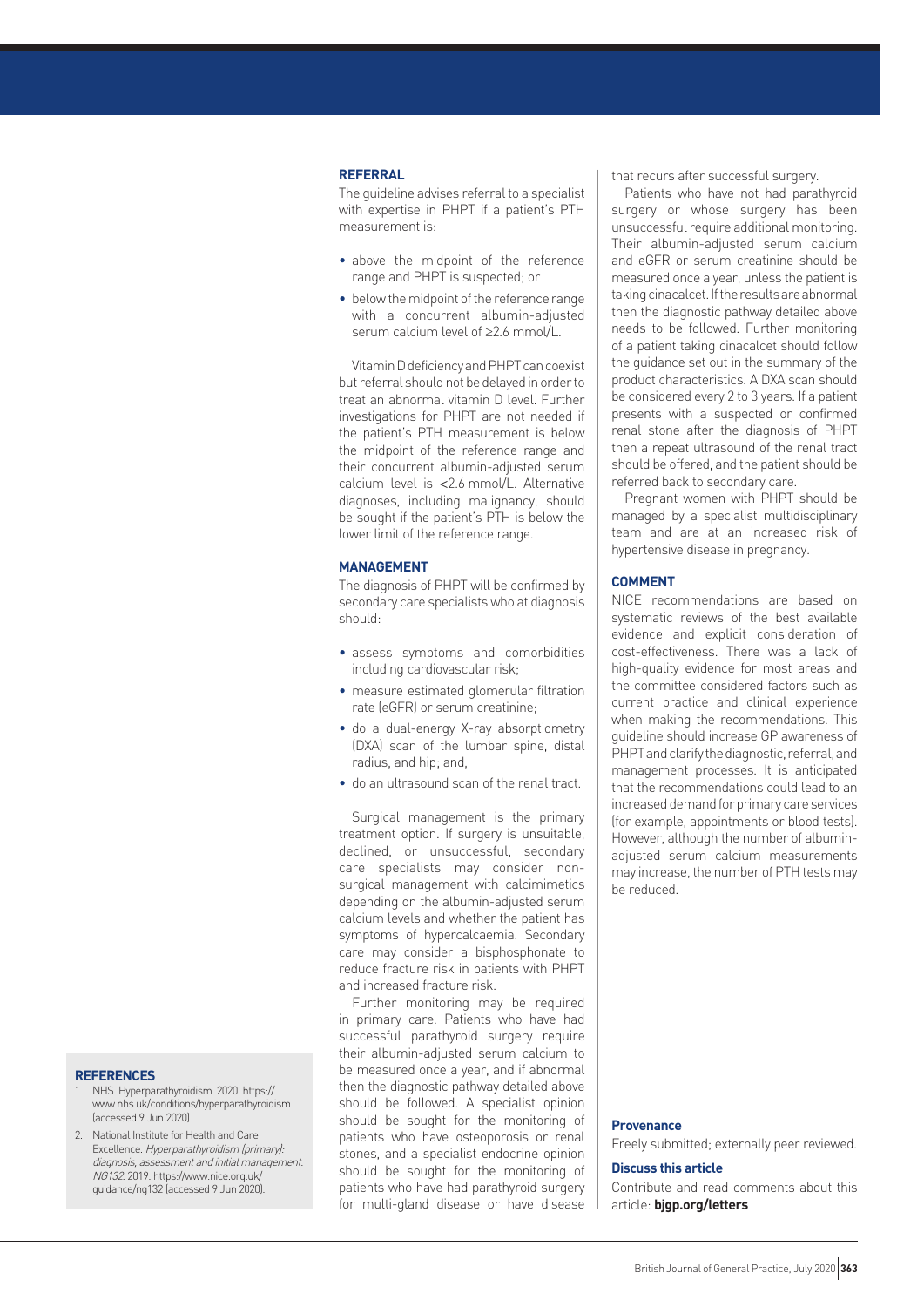## REFERRAL

The guideline advises referral to a specialist with expertise in PHPT if a patient's PTH measurement is:

- above the midpoint of the reference range and PHPT is suspected; or
- below the midpoint of the reference range with a concurrent albumin-adjusted serum calcium level of ≥2.6 mmol/L.

Vitamin D deficiency and PHPT can coexist but referral should not be delayed in order to treat an abnormal vitamin D level. Further investigations for PHPT are not needed if the patient's PTH measurement is below the midpoint of the reference range and their concurrent albumin-adjusted serum calcium level is <2.6 mmol/L. Alternative diagnoses, including malignancy, should be sought if the patient's PTH is below the lower limit of the reference range.

## MANAGEMENT

The diagnosis of PHPT will be confirmed by secondary care specialists who at diagnosis should:

- assess symptoms and comorbidities including cardiovascular risk;
- measure estimated glomerular filtration rate (eGFR) or serum creatinine;
- do a dual-energy X-ray absorptiometry (DXA) scan of the lumbar spine, distal radius, and hip; and,
- do an ultrasound scan of the renal tract.

Surgical management is the primary treatment option. If surgery is unsuitable, declined, or unsuccessful, secondary care specialists may consider non-surgical management with calcimimetics depending on the albumin-adjusted serum calcium levels and whether the patient has symptoms of hypercalcaemia. Secondary care may consider a bisphosphonate to reduce fracture risk in patients with PHPT and increased fracture risk.

Further monitoring may be required in primary care. Patients who have had successful parathyroid surgery require their albumin-adjusted serum calcium to be measured once a year, and if abnormal then the diagnostic pathway detailed above should be followed. A specialist opinion should be sought for the monitoring of patients who have osteoporosis or renal stones, and a specialist endocrine opinion should be sought for the monitoring of patients who have had parathyroid surgery for multi-gland disease or have disease that recurs after successful surgery.

Patients who have not had parathyroid surgery or whose surgery has been unsuccessful require additional monitoring. Their albumin-adjusted serum calcium and eGFR or serum creatinine should be measured once a year, unless the patient is taking cinacalcet. If the results are abnormal then the diagnostic pathway detailed above needs to be followed. Further monitoring of a patient taking cinacalcet should follow the guidance set out in the summary of the product characteristics. A DXA scan should be considered every 2 to 3 years. If a patient presents with a suspected or confirmed renal stone after the diagnosis of PHPT then a repeat ultrasound of the renal tract should be offered, and the patient should be referred back to secondary care.

Pregnant women with PHPT should be managed by a specialist multidisciplinary team and are at an increased risk of hypertensive disease in pregnancy.

## COMMENT

NICE recommendations are based on systematic reviews of the best available evidence and explicit consideration of cost-effectiveness. There was a lack of high-quality evidence for most areas and the committee considered factors such as current practice and clinical experience when making the recommendations. This guideline should increase GP awareness of PHPT and clarify the diagnostic, referral, and management processes. It is anticipated that the recommendations could lead to an increased demand for primary care services (for example, appointments or blood tests). However, although the number of albumin-adjusted serum calcium measurements may increase, the number of PTH tests may be reduced.

### Provenance

Freely submitted; externally peer reviewed.

### Discuss this article

Contribute and read comments about this article: **bjgp.org/letters**

## REFERENCES

1. NHS. Hyperparathyroidism. 2020. https://www.nhs.uk/conditions/hyperparathyroidism (accessed 9 Jun 2020).
2. National Institute for Health and Care Excellence. *Hyperparathyroidism (primary): diagnosis, assessment and initial management. NG132.* 2019. https://www.nice.org.uk/guidance/ng132 (accessed 9 Jun 2020).